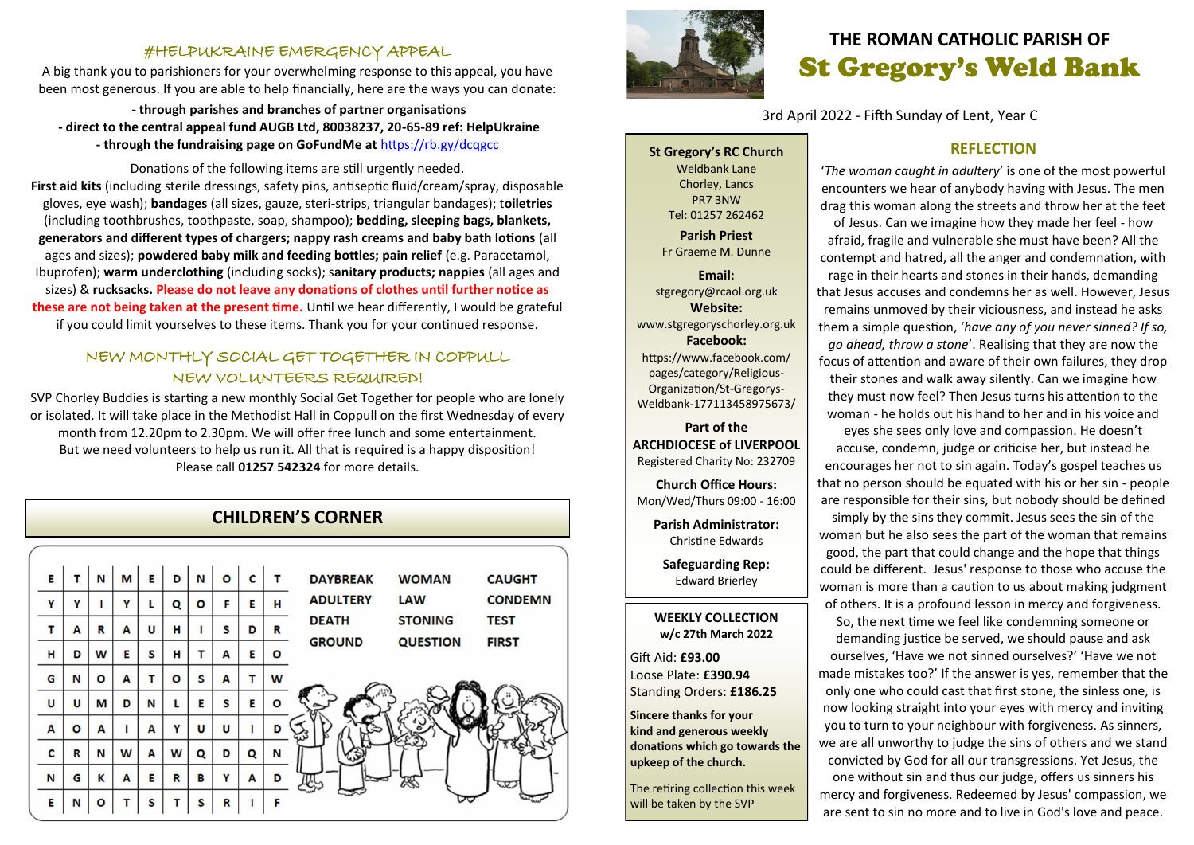# THE ROMAN CATHOLIC PARISH OF St Gregory's Weld Bank

3rd April 2022 - Fifth Sunday of Lent, Year C

## #HELPUKRAINE EMERGENCY APPEAL

A big thank you to parishioners for your overwhelming response to this appeal, you have been most generous. If you are able to help financially, here are the ways you can donate:

**- through parishes and branches of partner organisations**
**- direct to the central appeal fund AUGB Ltd, 80038237, 20-65-89 ref: HelpUkraine**
**- through the fundraising page on GoFundMe at** https://rb.gy/dcqgcc

Donations of the following items are still urgently needed.
**First aid kits** (including sterile dressings, safety pins, antiseptic fluid/cream/spray, disposable gloves, eye wash); **bandages** (all sizes, gauze, steri-strips, triangular bandages); t**oiletries** (including toothbrushes, toothpaste, soap, shampoo); **bedding, sleeping bags, blankets, generators and different types of chargers; nappy rash creams and baby bath lotions** (all ages and sizes); **powdered baby milk and feeding bottles; pain relief** (e.g. Paracetamol, Ibuprofen); **warm underclothing** (including socks); s**anitary products; nappies** (all ages and sizes) & **rucksacks. Please do not leave any donations of clothes until further notice as these are not being taken at the present time.** Until we hear differently, I would be grateful if you could limit yourselves to these items. Thank you for your continued response.

## NEW MONTHLY SOCIAL GET TOGETHER IN COPPULL
## NEW VOLUNTEERS REQUIRED!

SVP Chorley Buddies is starting a new monthly Social Get Together for people who are lonely or isolated. It will take place in the Methodist Hall in Coppull on the first Wednesday of every month from 12.20pm to 2.30pm. We will offer free lunch and some entertainment. But we need volunteers to help us run it. All that is required is a happy disposition! Please call **01257 542324** for more details.

## CHILDREN'S CORNER

| | | | | | | | | | |
|---|---|---|---|---|---|---|---|---|---|
| E | T | N | M | E | D | N | O | C | T |
| Y | Y | I | Y | L | Q | O | F | E | H |
| T | A | R | A | U | H | I | S | D | R |
| H | D | W | E | S | H | T | A | E | O |
| G | N | O | A | T | O | S | A | T | W |
| U | U | M | D | N | L | E | S | E | O |
| A | O | A | I | A | Y | U | U | I | D |
| C | R | N | W | A | W | Q | D | Q | N |
| N | G | K | A | E | R | B | Y | A | D |
| E | N | O | T | S | T | S | R | I | F |

| | | |
|---|---|---|
| DAYBREAK | WOMAN | CAUGHT |
| ADULTERY | LAW | CONDEMN |
| DEATH | STONING | TEST |
| GROUND | QUESTION | FIRST |

**St Gregory's RC Church**
Weldbank Lane
Chorley, Lancs
PR7 3NW
Tel: 01257 262462

**Parish Priest**
Fr Graeme M. Dunne

**Email:**
stgregory@rcaol.org.uk
**Website:**
www.stgregoryschorley.org.uk
**Facebook:**
https://www.facebook.com/pages/category/Religious-Organization/St-Gregorys-Weldbank-177113458975673/

**Part of the ARCHDIOCESE of LIVERPOOL**
Registered Charity No: 232709

**Church Office Hours:**
Mon/Wed/Thurs 09:00 - 16:00

**Parish Administrator:**
Christine Edwards

**Safeguarding Rep:**
Edward Brierley

**WEEKLY COLLECTION**
**w/c 27th March 2022**

Gift Aid: **£93.00**
Loose Plate: **£390.94**
Standing Orders: **£186.25**

**Sincere thanks for your kind and generous weekly donations which go towards the upkeep of the church.**

The retiring collection this week will be taken by the SVP

## REFLECTION

'*The woman caught in adultery*' is one of the most powerful encounters we hear of anybody having with Jesus. The men drag this woman along the streets and throw her at the feet of Jesus. Can we imagine how they made her feel - how afraid, fragile and vulnerable she must have been? All the contempt and hatred, all the anger and condemnation, with rage in their hearts and stones in their hands, demanding that Jesus accuses and condemns her as well. However, Jesus remains unmoved by their viciousness, and instead he asks them a simple question, '*have any of you never sinned? If so, go ahead, throw a stone*'. Realising that they are now the focus of attention and aware of their own failures, they drop their stones and walk away silently. Can we imagine how they must now feel? Then Jesus turns his attention to the woman - he holds out his hand to her and in his voice and eyes she sees only love and compassion. He doesn't accuse, condemn, judge or criticise her, but instead he encourages her not to sin again. Today's gospel teaches us that no person should be equated with his or her sin - people are responsible for their sins, but nobody should be defined simply by the sins they commit. Jesus sees the sin of the woman but he also sees the part of the woman that remains good, the part that could change and the hope that things could be different. Jesus' response to those who accuse the woman is more than a caution to us about making judgment of others. It is a profound lesson in mercy and forgiveness. So, the next time we feel like condemning someone or demanding justice be served, we should pause and ask ourselves, 'Have we not sinned ourselves?' 'Have we not made mistakes too?' If the answer is yes, remember that the only one who could cast that first stone, the sinless one, is now looking straight into your eyes with mercy and inviting you to turn to your neighbour with forgiveness. As sinners, we are all unworthy to judge the sins of others and we stand convicted by God for all our transgressions. Yet Jesus, the one without sin and thus our judge, offers us sinners his mercy and forgiveness. Redeemed by Jesus' compassion, we are sent to sin no more and to live in God's love and peace.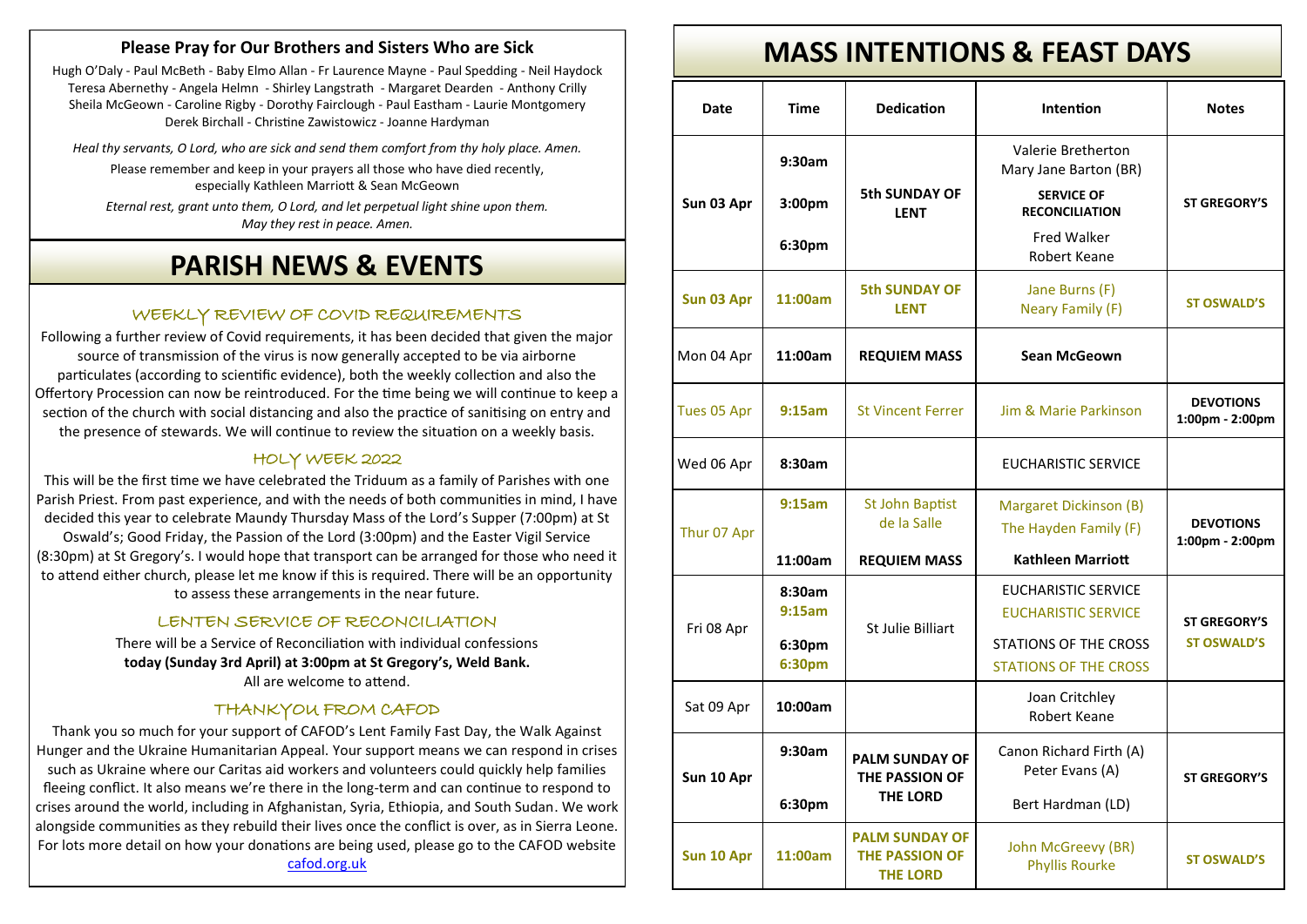### Please Pray for Our Brothers and Sisters Who are Sick

Hugh O'Daly - Paul McBeth - Baby Elmo Allan - Fr Laurence Mayne - Paul Spedding - Neil Haydock
Teresa Abernethy - Angela Helmn - Shirley Langstrath - Margaret Dearden - Anthony Crilly
Sheila McGeown - Caroline Rigby - Dorothy Fairclough - Paul Eastham - Laurie Montgomery
Derek Birchall - Christine Zawistowicz - Joanne Hardyman

*Heal thy servants, O Lord, who are sick and send them comfort from thy holy place. Amen.*

Please remember and keep in your prayers all those who have died recently,
especially Kathleen Marriott & Sean McGeown

*Eternal rest, grant unto them, O Lord, and let perpetual light shine upon them.*
*May they rest in peace. Amen.*

# PARISH NEWS & EVENTS

### WEEKLY REVIEW OF COVID REQUIREMENTS

Following a further review of Covid requirements, it has been decided that given the major source of transmission of the virus is now generally accepted to be via airborne particulates (according to scientific evidence), both the weekly collection and also the Offertory Procession can now be reintroduced. For the time being we will continue to keep a section of the church with social distancing and also the practice of sanitising on entry and the presence of stewards. We will continue to review the situation on a weekly basis.

### HOLY WEEK 2022

This will be the first time we have celebrated the Triduum as a family of Parishes with one Parish Priest. From past experience, and with the needs of both communities in mind, I have decided this year to celebrate Maundy Thursday Mass of the Lord's Supper (7:00pm) at St Oswald's; Good Friday, the Passion of the Lord (3:00pm) and the Easter Vigil Service (8:30pm) at St Gregory's. I would hope that transport can be arranged for those who need it to attend either church, please let me know if this is required. There will be an opportunity to assess these arrangements in the near future.

### LENTEN SERVICE OF RECONCILIATION

There will be a Service of Reconciliation with individual confessions
**today (Sunday 3rd April) at 3:00pm at St Gregory's, Weld Bank.**
All are welcome to attend.

### THANKYOU FROM CAFOD

Thank you so much for your support of CAFOD's Lent Family Fast Day, the Walk Against Hunger and the Ukraine Humanitarian Appeal. Your support means we can respond in crises such as Ukraine where our Caritas aid workers and volunteers could quickly help families fleeing conflict. It also means we're there in the long-term and can continue to respond to crises around the world, including in Afghanistan, Syria, Ethiopia, and South Sudan. We work alongside communities as they rebuild their lives once the conflict is over, as in Sierra Leone. For lots more detail on how your donations are being used, please go to the CAFOD website cafod.org.uk

# MASS INTENTIONS & FEAST DAYS

| Date | Time | Dedication | Intention | Notes |
|---|---|---|---|---|
| **Sun 03 Apr** | **9:30am** | **5th SUNDAY OF LENT** | Valerie Bretherton<br>Mary Jane Barton (BR) | **ST GREGORY'S** |
| | **3:00pm** | | **SERVICE OF RECONCILIATION** | |
| | **6:30pm** | | Fred Walker<br>Robert Keane | |
| **Sun 03 Apr** | **11:00am** | **5th SUNDAY OF LENT** | Jane Burns (F)<br>Neary Family (F) | **ST OSWALD'S** |
| Mon 04 Apr | **11:00am** | **REQUIEM MASS** | **Sean McGeown** | |
| Tues 05 Apr | **9:15am** | St Vincent Ferrer | Jim & Marie Parkinson | **DEVOTIONS 1:00pm - 2:00pm** |
| Wed 06 Apr | **8:30am** | | EUCHARISTIC SERVICE | |
| Thur 07 Apr | **9:15am** | St John Baptist de la Salle | Margaret Dickinson (B)<br>The Hayden Family (F) | **DEVOTIONS 1:00pm - 2:00pm** |
| | **11:00am** | **REQUIEM MASS** | **Kathleen Marriott** | |
| Fri 08 Apr | **8:30am**<br>**9:15am** | St Julie Billiart | EUCHARISTIC SERVICE<br>EUCHARISTIC SERVICE | **ST GREGORY'S**<br>**ST OSWALD'S** |
| | **6:30pm**<br>**6:30pm** | | STATIONS OF THE CROSS<br>STATIONS OF THE CROSS | |
| Sat 09 Apr | **10:00am** | | Joan Critchley<br>Robert Keane | |
| **Sun 10 Apr** | **9:30am** | **PALM SUNDAY OF THE PASSION OF THE LORD** | Canon Richard Firth (A)<br>Peter Evans (A) | **ST GREGORY'S** |
| | **6:30pm** | | Bert Hardman (LD) | |
| **Sun 10 Apr** | **11:00am** | **PALM SUNDAY OF THE PASSION OF THE LORD** | John McGreevy (BR)<br>Phyllis Rourke | **ST OSWALD'S** |